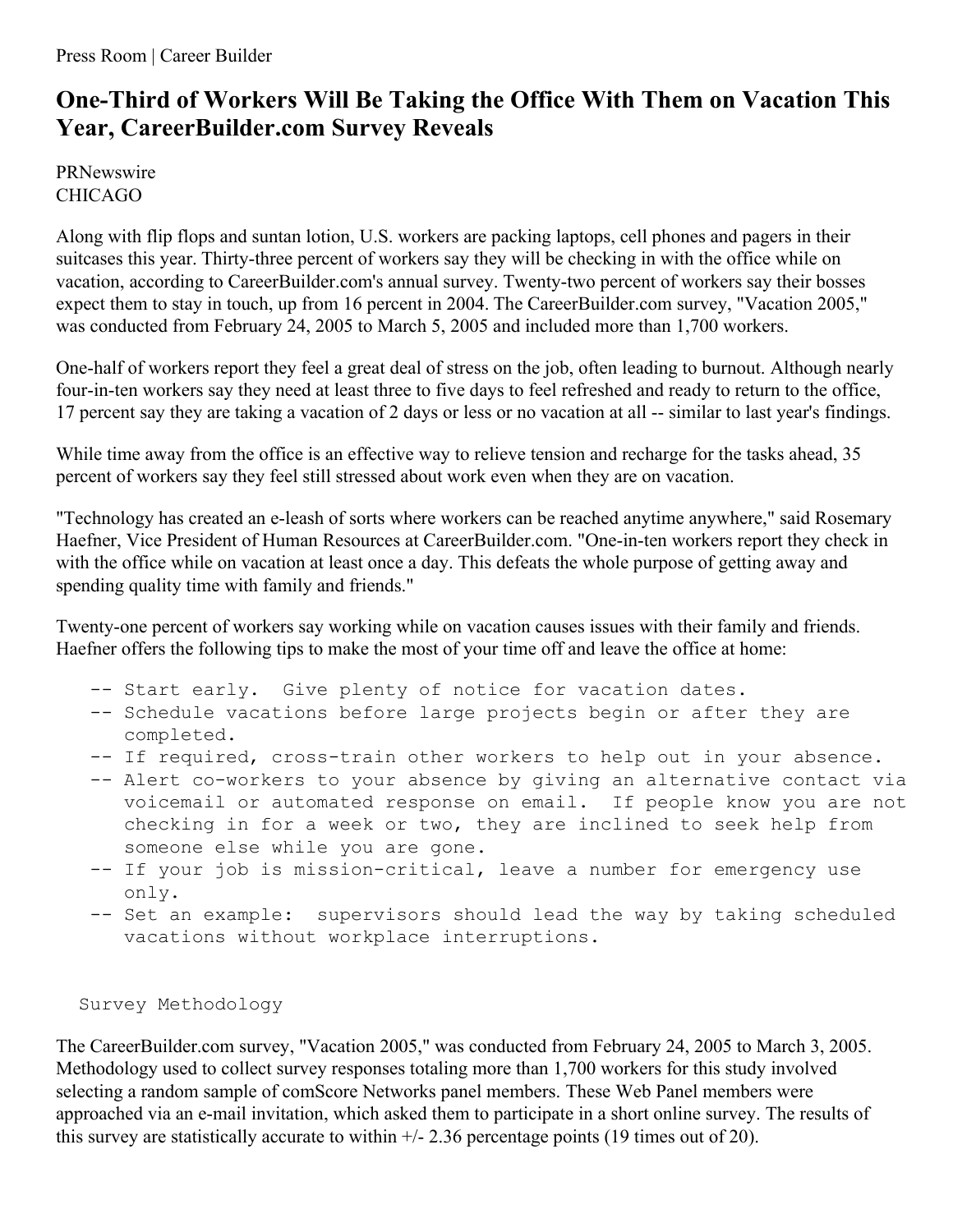Press Room | Career Builder

# One-Third of Workers Will Be Taking the Office With Them on Vacation This Year, CareerBuilder.com Survey Reveals

PRNewswire
CHICAGO

Along with flip flops and suntan lotion, U.S. workers are packing laptops, cell phones and pagers in their suitcases this year. Thirty-three percent of workers say they will be checking in with the office while on vacation, according to CareerBuilder.com's annual survey. Twenty-two percent of workers say their bosses expect them to stay in touch, up from 16 percent in 2004. The CareerBuilder.com survey, "Vacation 2005," was conducted from February 24, 2005 to March 5, 2005 and included more than 1,700 workers.

One-half of workers report they feel a great deal of stress on the job, often leading to burnout. Although nearly four-in-ten workers say they need at least three to five days to feel refreshed and ready to return to the office, 17 percent say they are taking a vacation of 2 days or less or no vacation at all -- similar to last year's findings.

While time away from the office is an effective way to relieve tension and recharge for the tasks ahead, 35 percent of workers say they feel still stressed about work even when they are on vacation.

"Technology has created an e-leash of sorts where workers can be reached anytime anywhere," said Rosemary Haefner, Vice President of Human Resources at CareerBuilder.com. "One-in-ten workers report they check in with the office while on vacation at least once a day. This defeats the whole purpose of getting away and spending quality time with family and friends."

Twenty-one percent of workers say working while on vacation causes issues with their family and friends. Haefner offers the following tips to make the most of your time off and leave the office at home:

- Start early. Give plenty of notice for vacation dates.
- Schedule vacations before large projects begin or after they are completed.
- If required, cross-train other workers to help out in your absence.
- Alert co-workers to your absence by giving an alternative contact via voicemail or automated response on email. If people know you are not checking in for a week or two, they are inclined to seek help from someone else while you are gone.
- If your job is mission-critical, leave a number for emergency use only.
- Set an example: supervisors should lead the way by taking scheduled vacations without workplace interruptions.

Survey Methodology

The CareerBuilder.com survey, "Vacation 2005," was conducted from February 24, 2005 to March 3, 2005. Methodology used to collect survey responses totaling more than 1,700 workers for this study involved selecting a random sample of comScore Networks panel members. These Web Panel members were approached via an e-mail invitation, which asked them to participate in a short online survey. The results of this survey are statistically accurate to within +/- 2.36 percentage points (19 times out of 20).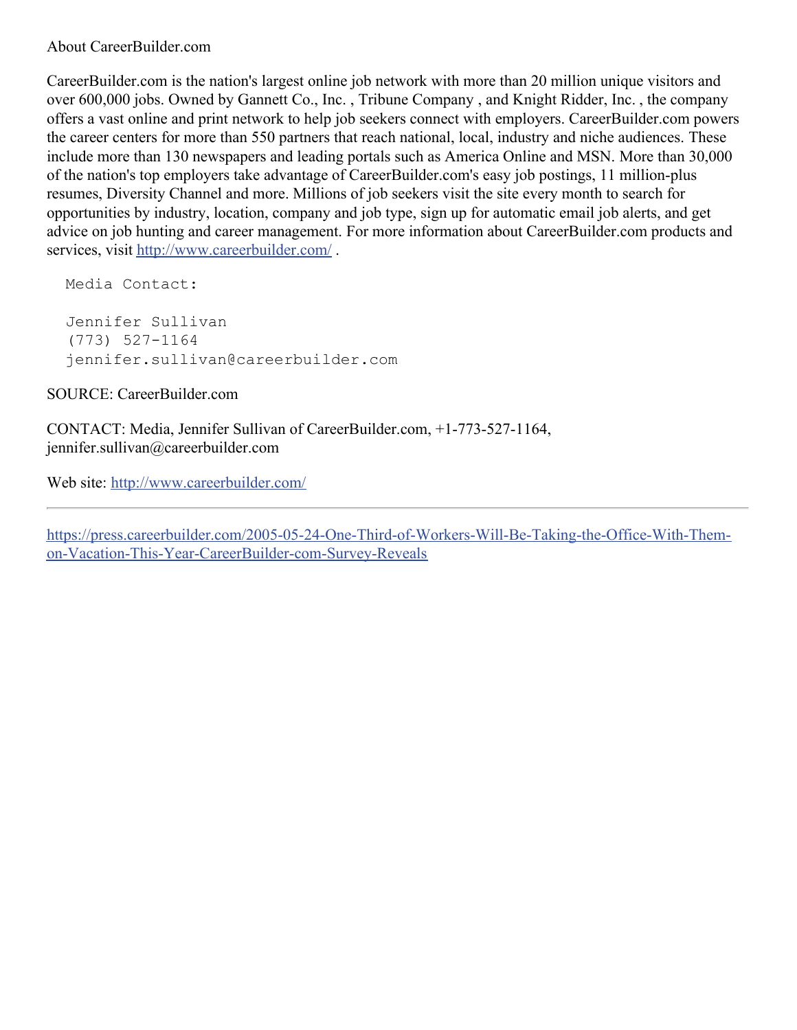About CareerBuilder.com

CareerBuilder.com is the nation's largest online job network with more than 20 million unique visitors and over 600,000 jobs. Owned by Gannett Co., Inc. , Tribune Company , and Knight Ridder, Inc. , the company offers a vast online and print network to help job seekers connect with employers. CareerBuilder.com powers the career centers for more than 550 partners that reach national, local, industry and niche audiences. These include more than 130 newspapers and leading portals such as America Online and MSN. More than 30,000 of the nation's top employers take advantage of CareerBuilder.com's easy job postings, 11 million-plus resumes, Diversity Channel and more. Millions of job seekers visit the site every month to search for opportunities by industry, location, company and job type, sign up for automatic email job alerts, and get advice on job hunting and career management. For more information about CareerBuilder.com products and services, visit [http://www.careerbuilder.com/](http://www.careerbuilder.com/) .

```
Media Contact:

Jennifer Sullivan
(773) 527-1164
jennifer.sullivan@careerbuilder.com
```

SOURCE: CareerBuilder.com

CONTACT: Media, Jennifer Sullivan of CareerBuilder.com, +1-773-527-1164, jennifer.sullivan@careerbuilder.com

Web site: [http://www.careerbuilder.com/](http://www.careerbuilder.com/)

---

[https://press.careerbuilder.com/2005-05-24-One-Third-of-Workers-Will-Be-Taking-the-Office-With-Them-on-Vacation-This-Year-CareerBuilder-com-Survey-Reveals](https://press.careerbuilder.com/2005-05-24-One-Third-of-Workers-Will-Be-Taking-the-Office-With-Them-on-Vacation-This-Year-CareerBuilder-com-Survey-Reveals)